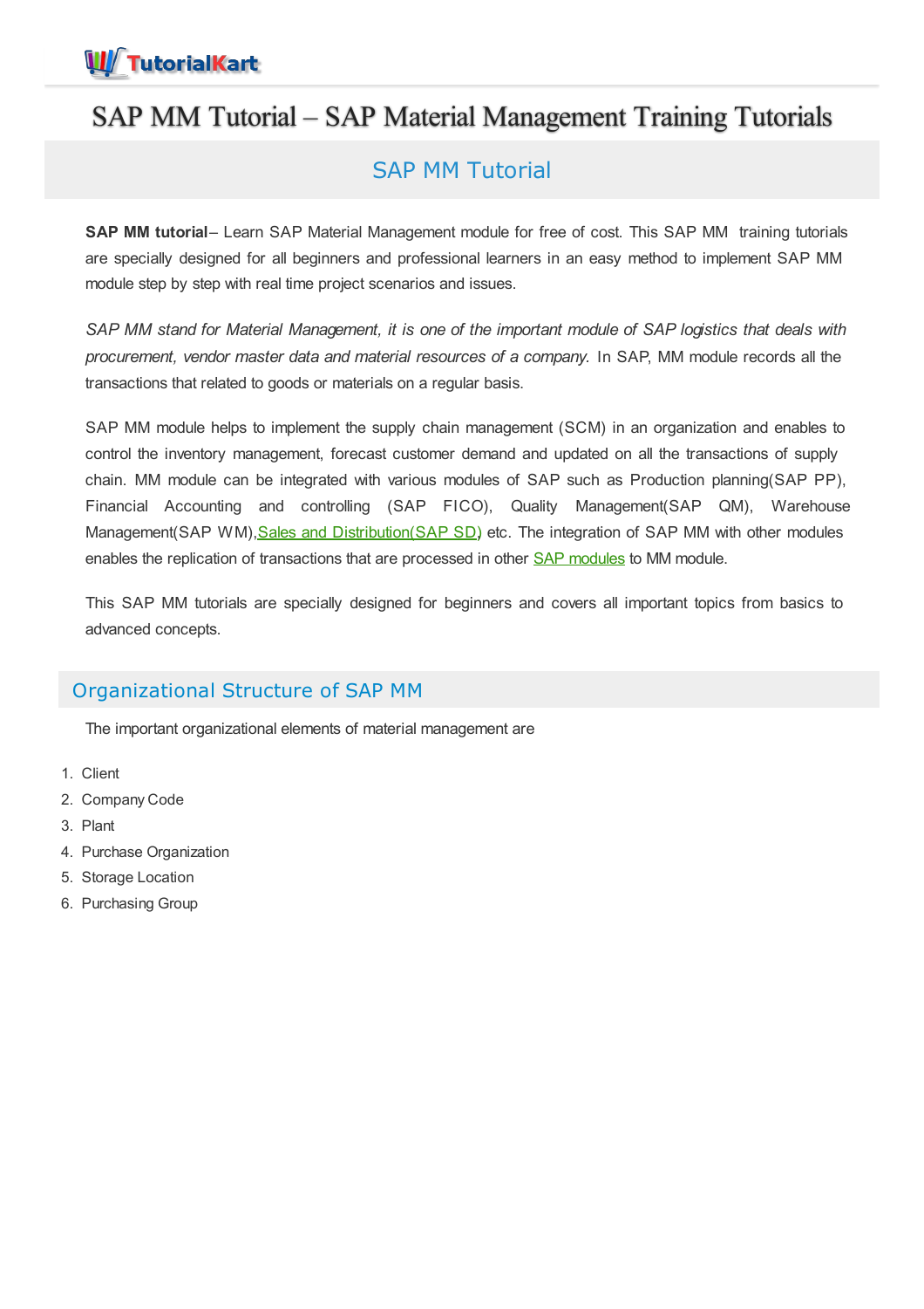# SAP MM Tutorial – SAP Material Management Training Tutorials

## SAP MM Tutorial

**SAP MM tutorial**– Learn SAP Material Management module for free of cost. This SAP MM training tutorials are specially designed for all beginners and professional learners in an easy method to implement SAP MM module step by step with real time project scenarios and issues.

*SAP MM stand for Material Management, it is one of the important module of SAP logistics that deals with procurement, vendor master data and material resources of a company.* In SAP, MM module records all the transactions that related to goods or materials on a regular basis.

SAP MM module helps to implement the supply chain management (SCM) in an organization and enables to control the inventory management, forecast customer demand and updated on all the transactions of supply chain. MM module can be integrated with various modules of SAP such as Production planning(SAP PP), Financial Accounting and controlling (SAP FICO), Quality Management(SAP QM), Warehouse Management(SAP WM),Sales and Distribution(SAP SD) etc. The integration of SAP MM with other modules enables the replication of transactions that are processed in other SAP modules to MM module.

This SAP MM tutorials are specially designed for beginners and covers all important topics from basics to advanced concepts.

## Organizational Structure of SAP MM

The important organizational elements of material management are

1. Client
2. Company Code
3. Plant
4. Purchase Organization
5. Storage Location
6. Purchasing Group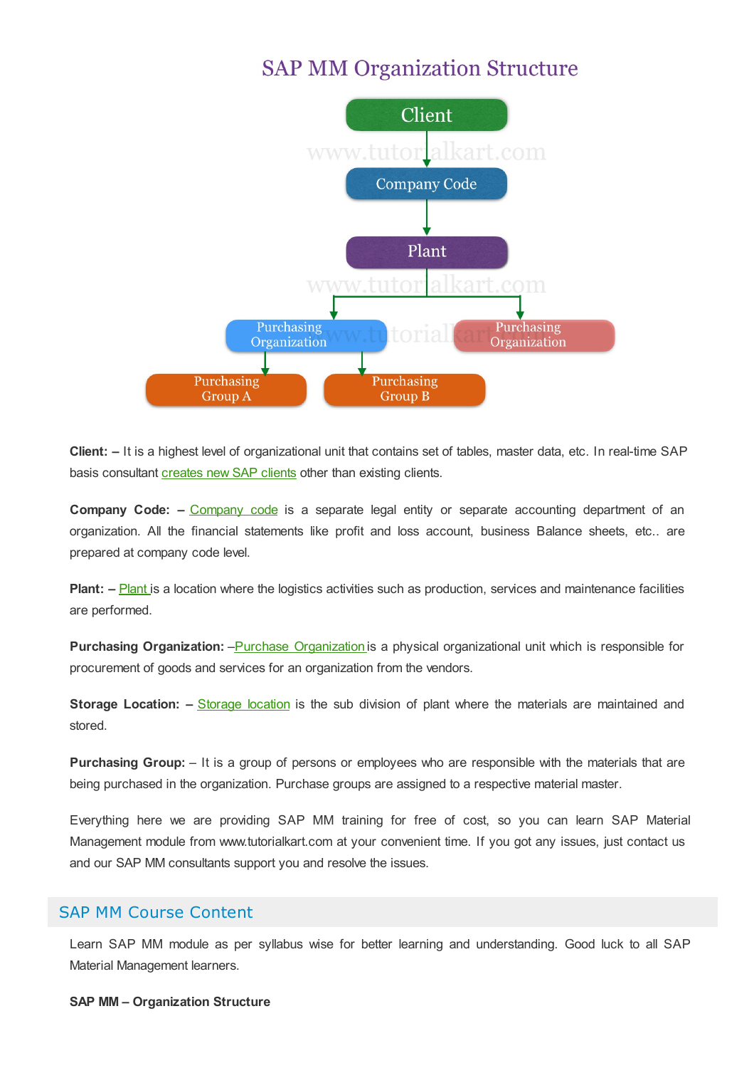# SAP MM Organization Structure

**Client: –** It is a highest level of organizational unit that contains set of tables, master data, etc. In real-time SAP basis consultant creates new SAP clients other than existing clients.

**Company Code: –** Company code is a separate legal entity or separate accounting department of an organization. All the financial statements like profit and loss account, business Balance sheets, etc.. are prepared at company code level.

**Plant: –** Plant is a location where the logistics activities such as production, services and maintenance facilities are performed.

**Purchasing Organization:** –Purchase Organization is a physical organizational unit which is responsible for procurement of goods and services for an organization from the vendors.

**Storage Location: –** Storage location is the sub division of plant where the materials are maintained and stored.

**Purchasing Group:** – It is a group of persons or employees who are responsible with the materials that are being purchased in the organization. Purchase groups are assigned to a respective material master.

Everything here we are providing SAP MM training for free of cost, so you can learn SAP Material Management module from www.tutorialkart.com at your convenient time. If you got any issues, just contact us and our SAP MM consultants support you and resolve the issues.

## SAP MM Course Content

Learn SAP MM module as per syllabus wise for better learning and understanding. Good luck to all SAP Material Management learners.

**SAP MM – Organization Structure**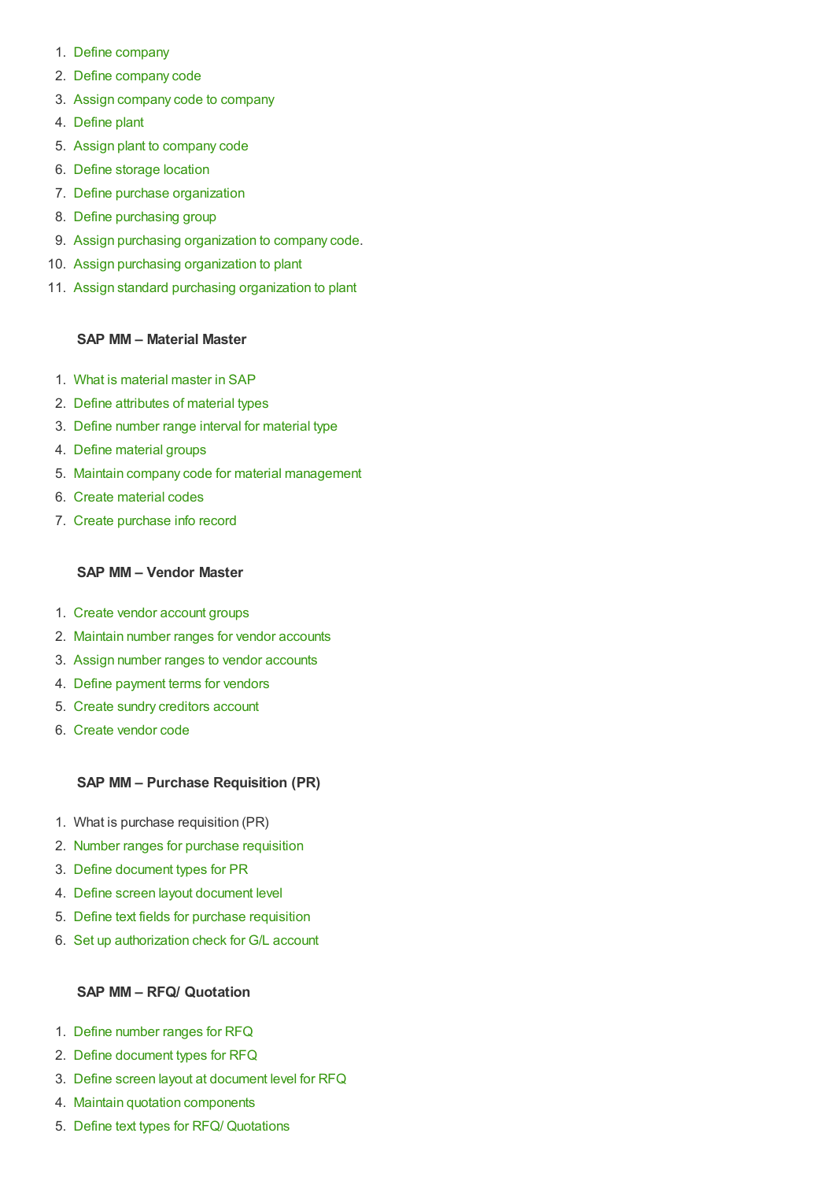1. Define company
2. Define company code
3. Assign company code to company
4. Define plant
5. Assign plant to company code
6. Define storage location
7. Define purchase organization
8. Define purchasing group
9. Assign purchasing organization to company code.
10. Assign purchasing organization to plant
11. Assign standard purchasing organization to plant

**SAP MM – Material Master**

1. What is material master in SAP
2. Define attributes of material types
3. Define number range interval for material type
4. Define material groups
5. Maintain company code for material management
6. Create material codes
7. Create purchase info record

**SAP MM – Vendor Master**

1. Create vendor account groups
2. Maintain number ranges for vendor accounts
3. Assign number ranges to vendor accounts
4. Define payment terms for vendors
5. Create sundry creditors account
6. Create vendor code

**SAP MM – Purchase Requisition (PR)**

1. What is purchase requisition (PR)
2. Number ranges for purchase requisition
3. Define document types for PR
4. Define screen layout document level
5. Define text fields for purchase requisition
6. Set up authorization check for G/L account

**SAP MM – RFQ/ Quotation**

1. Define number ranges for RFQ
2. Define document types for RFQ
3. Define screen layout at document level for RFQ
4. Maintain quotation components
5. Define text types for RFQ/ Quotations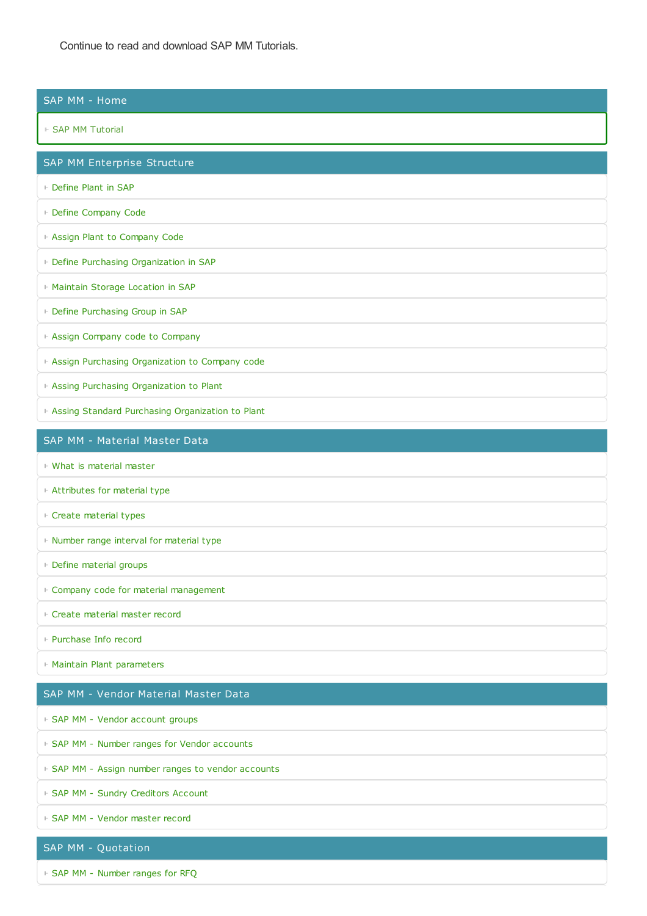Continue to read and download SAP MM Tutorials.

## SAP MM - Home

- SAP MM Tutorial

## SAP MM Enterprise Structure

- Define Plant in SAP
- Define Company Code
- Assign Plant to Company Code
- Define Purchasing Organization in SAP
- Maintain Storage Location in SAP
- Define Purchasing Group in SAP
- Assign Company code to Company
- Assign Purchasing Organization to Company code
- Assing Purchasing Organization to Plant
- Assing Standard Purchasing Organization to Plant

## SAP MM - Material Master Data

- What is material master
- Attributes for material type
- Create material types
- Number range interval for material type
- Define material groups
- Company code for material management
- Create material master record
- Purchase Info record
- Maintain Plant parameters

## SAP MM - Vendor Material Master Data

- SAP MM - Vendor account groups
- SAP MM - Number ranges for Vendor accounts
- SAP MM - Assign number ranges to vendor accounts
- SAP MM - Sundry Creditors Account
- SAP MM - Vendor master record

## SAP MM - Quotation

- SAP MM - Number ranges for RFQ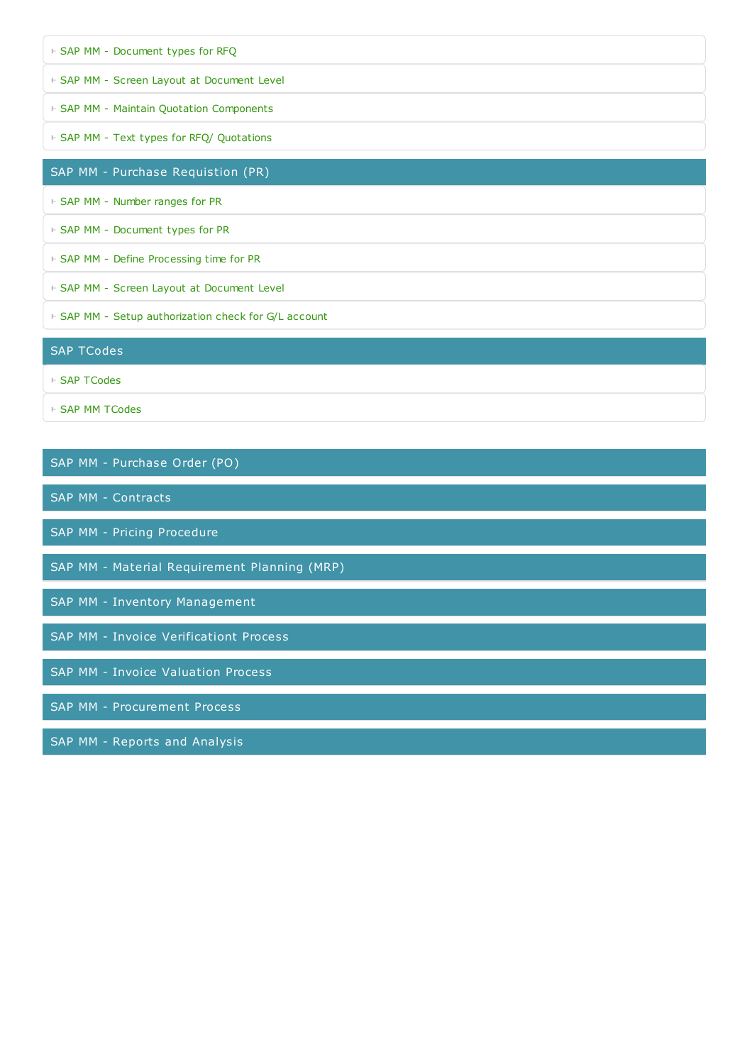- SAP MM - Document types for RFQ
- SAP MM - Screen Layout at Document Level
- SAP MM - Maintain Quotation Components
- SAP MM - Text types for RFQ/ Quotations

## SAP MM - Purchase Requistion (PR)

- SAP MM - Number ranges for PR
- SAP MM - Document types for PR
- SAP MM - Define Processing time for PR
- SAP MM - Screen Layout at Document Level
- SAP MM - Setup authorization check for G/L account

## SAP TCodes

- SAP TCodes
- SAP MM TCodes

## SAP MM - Purchase Order (PO)

## SAP MM - Contracts

## SAP MM - Pricing Procedure

## SAP MM - Material Requirement Planning (MRP)

## SAP MM - Inventory Management

## SAP MM - Invoice Verificationt Process

## SAP MM - Invoice Valuation Process

## SAP MM - Procurement Process

## SAP MM - Reports and Analysis